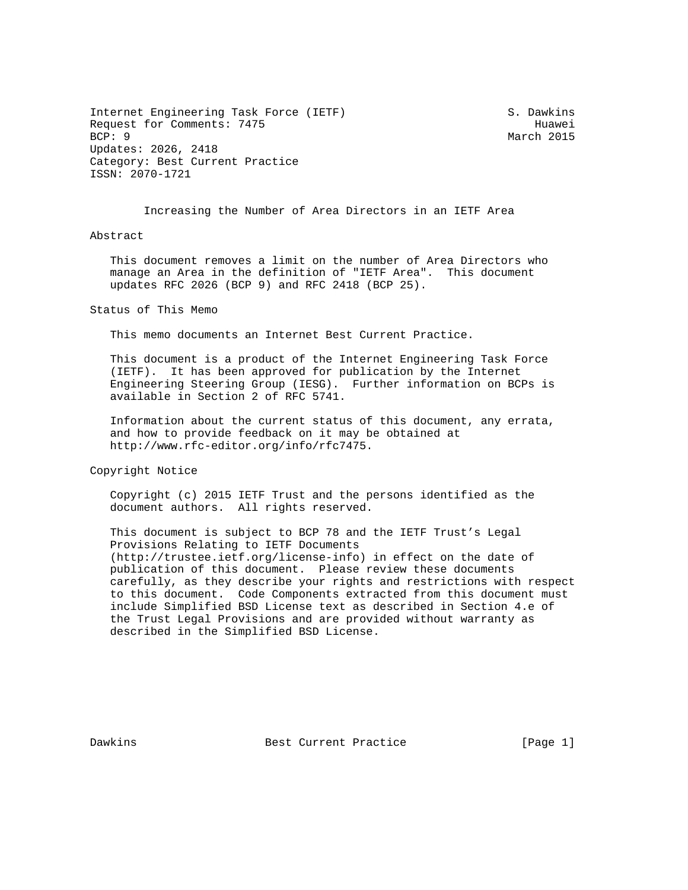Internet Engineering Task Force (IETF) S. Dawkins
Request for Comments: 7475 Huawei
BCP: 9 March 2015
Updates: 2026, 2418
Category: Best Current Practice
ISSN: 2070-1721

# Increasing the Number of Area Directors in an IETF Area

## Abstract

This document removes a limit on the number of Area Directors who manage an Area in the definition of "IETF Area". This document updates RFC 2026 (BCP 9) and RFC 2418 (BCP 25).

## Status of This Memo

This memo documents an Internet Best Current Practice.

This document is a product of the Internet Engineering Task Force (IETF). It has been approved for publication by the Internet Engineering Steering Group (IESG). Further information on BCPs is available in Section 2 of RFC 5741.

Information about the current status of this document, any errata, and how to provide feedback on it may be obtained at http://www.rfc-editor.org/info/rfc7475.

## Copyright Notice

Copyright (c) 2015 IETF Trust and the persons identified as the document authors. All rights reserved.

This document is subject to BCP 78 and the IETF Trust's Legal Provisions Relating to IETF Documents (http://trustee.ietf.org/license-info) in effect on the date of publication of this document. Please review these documents carefully, as they describe your rights and restrictions with respect to this document. Code Components extracted from this document must include Simplified BSD License text as described in Section 4.e of the Trust Legal Provisions and are provided without warranty as described in the Simplified BSD License.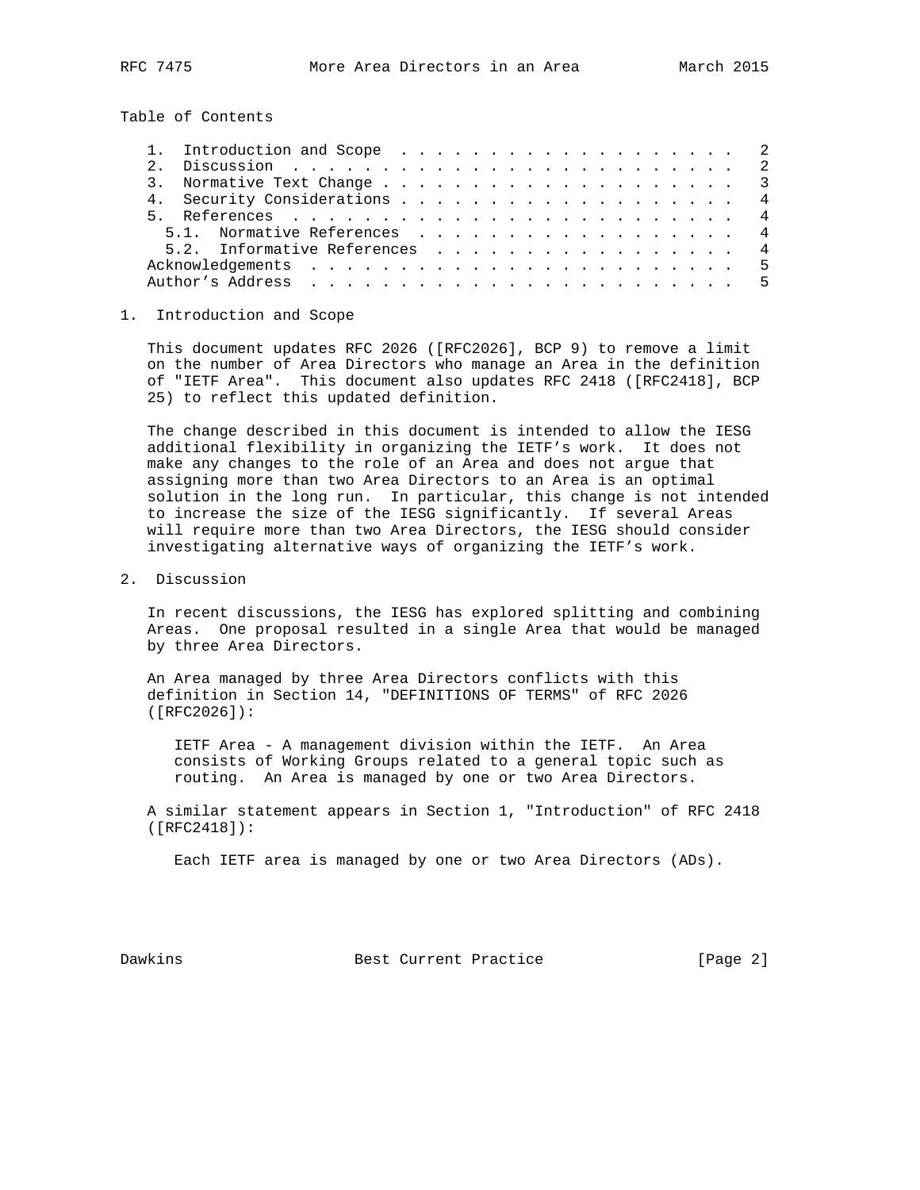## Table of Contents

1. Introduction and Scope . . . . . . . . . . . . . . . . . . . . 2
2. Discussion . . . . . . . . . . . . . . . . . . . . . . . . . . 2
3. Normative Text Change . . . . . . . . . . . . . . . . . . . . 3
4. Security Considerations . . . . . . . . . . . . . . . . . . . 4
5. References . . . . . . . . . . . . . . . . . . . . . . . . . 4
   - 5.1. Normative References . . . . . . . . . . . . . . . . . . 4
   - 5.2. Informative References . . . . . . . . . . . . . . . . . 4

Acknowledgements . . . . . . . . . . . . . . . . . . . . . . . . 5
Author's Address . . . . . . . . . . . . . . . . . . . . . . . . 5

## 1. Introduction and Scope

This document updates RFC 2026 ([RFC2026], BCP 9) to remove a limit on the number of Area Directors who manage an Area in the definition of "IETF Area". This document also updates RFC 2418 ([RFC2418], BCP 25) to reflect this updated definition.

The change described in this document is intended to allow the IESG additional flexibility in organizing the IETF's work. It does not make any changes to the role of an Area and does not argue that assigning more than two Area Directors to an Area is an optimal solution in the long run. In particular, this change is not intended to increase the size of the IESG significantly. If several Areas will require more than two Area Directors, the IESG should consider investigating alternative ways of organizing the IETF's work.

## 2. Discussion

In recent discussions, the IESG has explored splitting and combining Areas. One proposal resulted in a single Area that would be managed by three Area Directors.

An Area managed by three Area Directors conflicts with this definition in Section 14, "DEFINITIONS OF TERMS" of RFC 2026 ([RFC2026]):

> IETF Area - A management division within the IETF. An Area consists of Working Groups related to a general topic such as routing. An Area is managed by one or two Area Directors.

A similar statement appears in Section 1, "Introduction" of RFC 2418 ([RFC2418]):

> Each IETF area is managed by one or two Area Directors (ADs).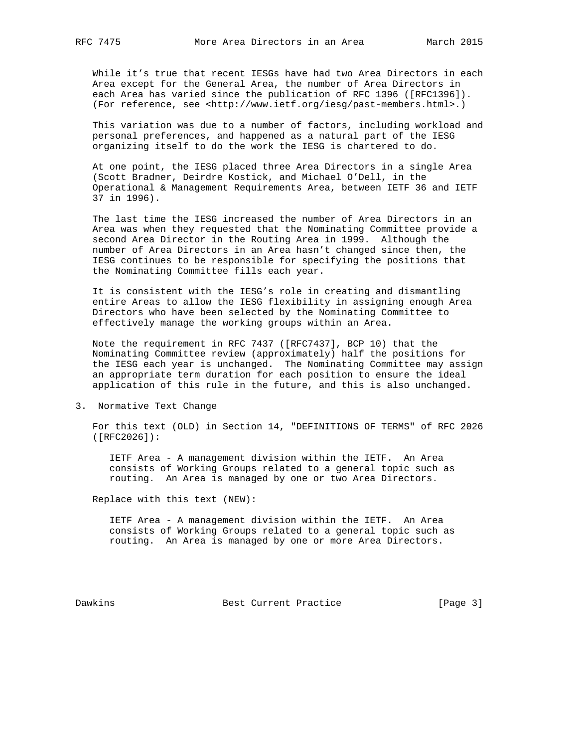While it's true that recent IESGs have had two Area Directors in each Area except for the General Area, the number of Area Directors in each Area has varied since the publication of RFC 1396 ([RFC1396]). (For reference, see <http://www.ietf.org/iesg/past-members.html>.)

This variation was due to a number of factors, including workload and personal preferences, and happened as a natural part of the IESG organizing itself to do the work the IESG is chartered to do.

At one point, the IESG placed three Area Directors in a single Area (Scott Bradner, Deirdre Kostick, and Michael O'Dell, in the Operational & Management Requirements Area, between IETF 36 and IETF 37 in 1996).

The last time the IESG increased the number of Area Directors in an Area was when they requested that the Nominating Committee provide a second Area Director in the Routing Area in 1999. Although the number of Area Directors in an Area hasn't changed since then, the IESG continues to be responsible for specifying the positions that the Nominating Committee fills each year.

It is consistent with the IESG's role in creating and dismantling entire Areas to allow the IESG flexibility in assigning enough Area Directors who have been selected by the Nominating Committee to effectively manage the working groups within an Area.

Note the requirement in RFC 7437 ([RFC7437], BCP 10) that the Nominating Committee review (approximately) half the positions for the IESG each year is unchanged. The Nominating Committee may assign an appropriate term duration for each position to ensure the ideal application of this rule in the future, and this is also unchanged.

## 3. Normative Text Change

For this text (OLD) in Section 14, "DEFINITIONS OF TERMS" of RFC 2026 ([RFC2026]):

> IETF Area - A management division within the IETF. An Area consists of Working Groups related to a general topic such as routing. An Area is managed by one or two Area Directors.

Replace with this text (NEW):

> IETF Area - A management division within the IETF. An Area consists of Working Groups related to a general topic such as routing. An Area is managed by one or more Area Directors.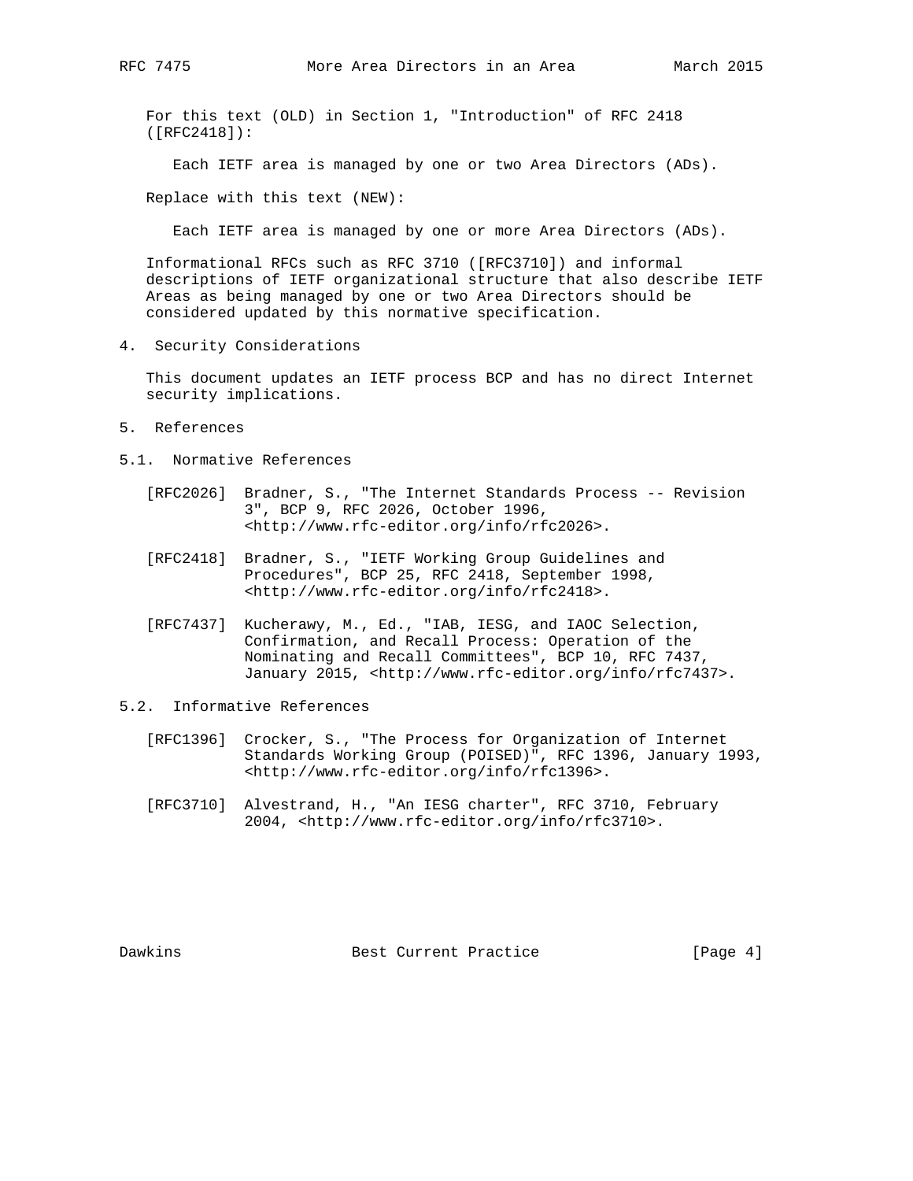For this text (OLD) in Section 1, "Introduction" of RFC 2418 ([RFC2418]):

> Each IETF area is managed by one or two Area Directors (ADs).

Replace with this text (NEW):

> Each IETF area is managed by one or more Area Directors (ADs).

Informational RFCs such as RFC 3710 ([RFC3710]) and informal descriptions of IETF organizational structure that also describe IETF Areas as being managed by one or two Area Directors should be considered updated by this normative specification.

## 4. Security Considerations

This document updates an IETF process BCP and has no direct Internet security implications.

## 5. References

### 5.1. Normative References

[RFC2026] Bradner, S., "The Internet Standards Process -- Revision 3", BCP 9, RFC 2026, October 1996, <http://www.rfc-editor.org/info/rfc2026>.

[RFC2418] Bradner, S., "IETF Working Group Guidelines and Procedures", BCP 25, RFC 2418, September 1998, <http://www.rfc-editor.org/info/rfc2418>.

[RFC7437] Kucherawy, M., Ed., "IAB, IESG, and IAOC Selection, Confirmation, and Recall Process: Operation of the Nominating and Recall Committees", BCP 10, RFC 7437, January 2015, <http://www.rfc-editor.org/info/rfc7437>.

### 5.2. Informative References

[RFC1396] Crocker, S., "The Process for Organization of Internet Standards Working Group (POISED)", RFC 1396, January 1993, <http://www.rfc-editor.org/info/rfc1396>.

[RFC3710] Alvestrand, H., "An IESG charter", RFC 3710, February 2004, <http://www.rfc-editor.org/info/rfc3710>.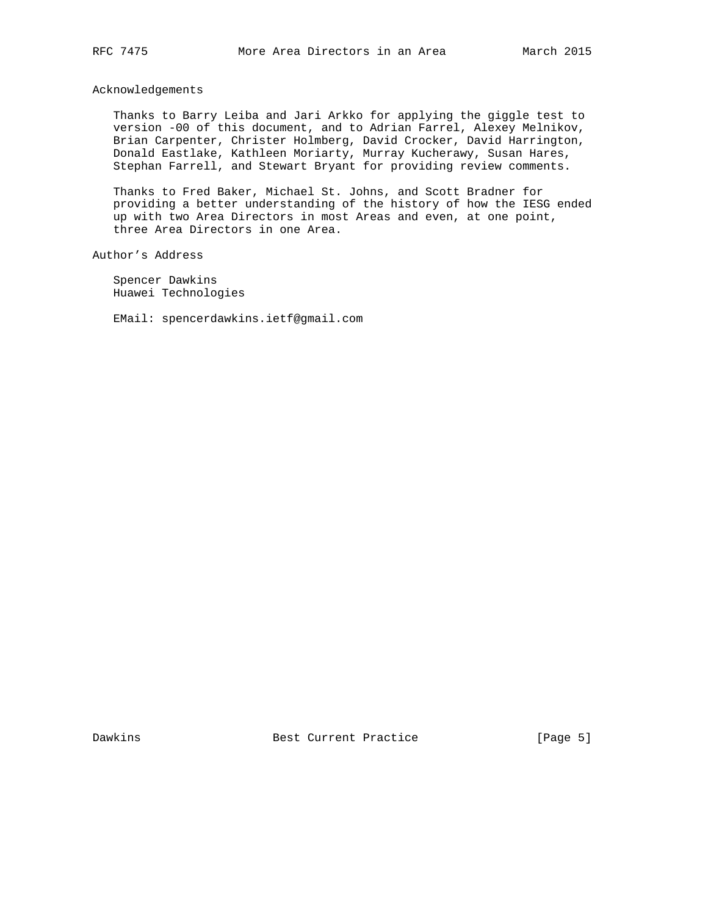## Acknowledgements

Thanks to Barry Leiba and Jari Arkko for applying the giggle test to version -00 of this document, and to Adrian Farrel, Alexey Melnikov, Brian Carpenter, Christer Holmberg, David Crocker, David Harrington, Donald Eastlake, Kathleen Moriarty, Murray Kucherawy, Susan Hares, Stephan Farrell, and Stewart Bryant for providing review comments.

Thanks to Fred Baker, Michael St. Johns, and Scott Bradner for providing a better understanding of the history of how the IESG ended up with two Area Directors in most Areas and even, at one point, three Area Directors in one Area.

## Author's Address

Spencer Dawkins
Huawei Technologies

EMail: spencerdawkins.ietf@gmail.com